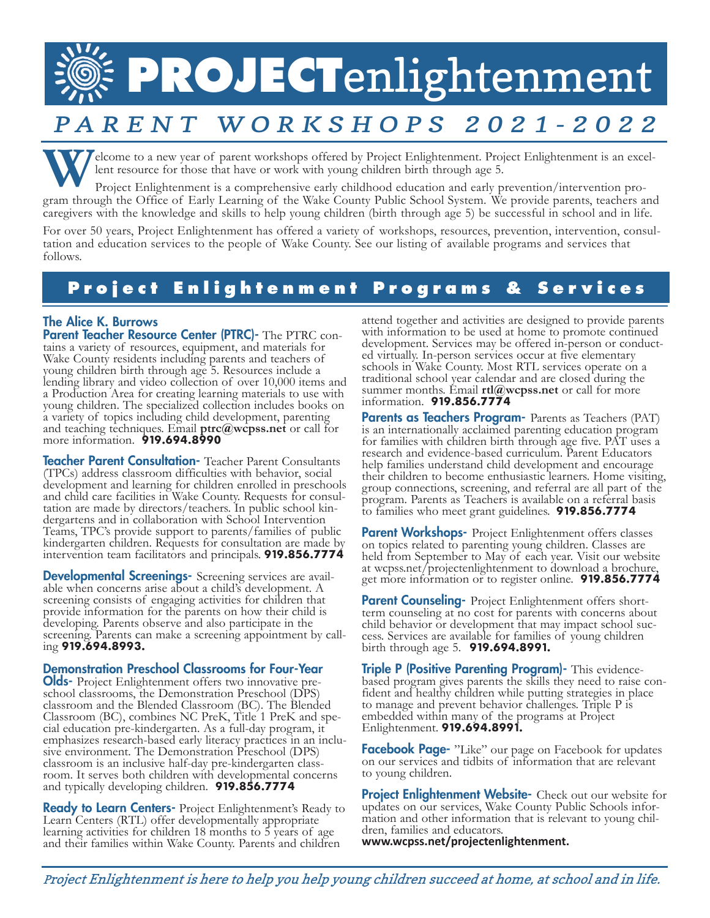# PROJECTenlightenment

## *PARENT WORKSHOPS 2021-2022*

Welcome to a new year of parent workshops offered by Project Enlightenment. Project Enlightenment is an excellent resource for those that have or work with young children birth through age 5.

Project Enlightenment is a comprehensive early childhood education and early prevention/intervention program through the Office of Early Learning of the Wake County Public School System. We provide parents, teachers and caregivers with the knowledge and skills to help young children (birth through age 5) be successful in school and in life.

For over 50 years, Project Enlightenment has offered a variety of workshops, resources, prevention, intervention, consultation and education services to the people of Wake County. See our listing of available programs and services that follows.

## Project Enlightenment Programs & Services

**The Alice K. Burrows Parent Teacher Resource Center (PTRC)-** The PTRC contains a variety of resources, equipment, and materials for Wake County residents including parents and teachers of young children birth through age 5. Resources include a lending library and video collection of over 10,000 items and a Production Area for creating learning materials to use with young children. The specialized collection includes books on a variety of topics including child development, parenting and teaching techniques. Email **ptrc@wcpss.net** or call for more information. **919.694.8990**

**Teacher Parent Consultation-** Teacher Parent Consultants (TPCs) address classroom difficulties with behavior, social development and learning for children enrolled in preschools and child care facilities in Wake County. Requests for consultation are made by directors/teachers. In public school kindergartens and in collaboration with School Intervention Teams, TPC's provide support to parents/families of public kindergarten children. Requests for consultation are made by intervention team facilitators and principals. **919.856.7774**

**Developmental Screenings-** Screening services are available when concerns arise about a child's development. A screening consists of engaging activities for children that provide information for the parents on how their child is developing. Parents observe and also participate in the screening. Parents can make a screening appointment by calling **919.694.8993.**

**Demonstration Preschool Classrooms for Four-Year Olds-** Project Enlightenment offers two innovative preschool classrooms, the Demonstration Preschool (DPS) classroom and the Blended Classroom (BC). The Blended Classroom (BC), combines NC PreK, Title 1 PreK and special education pre-kindergarten. As a full-day program, it emphasizes research-based early literacy practices in an inclusive environment. The Demonstration Preschool (DPS) classroom is an inclusive half-day pre-kindergarten classroom. It serves both children with developmental concerns and typically developing children. **919.856.7774**

**Ready to Learn Centers-** Project Enlightenment's Ready to Learn Centers (RTL) offer developmentally appropriate learning activities for children 18 months to 5 years of age and their families within Wake County. Parents and children attend together and activities are designed to provide parents with information to be used at home to promote continued development. Services may be offered in-person or conducted virtually. In-person services occur at five elementary schools in Wake County. Most RTL services operate on a traditional school year calendar and are closed during the summer months. Email **rtl@wcpss.net** or call for more information. **919.856.7774**

**Parents as Teachers Program-** Parents as Teachers (PAT) is an internationally acclaimed parenting education program for families with children birth through age five. PAT uses a research and evidence-based curriculum. Parent Educators help families understand child development and encourage their children to become enthusiastic learners. Home visiting, group connections, screening, and referral are all part of the program. Parents as Teachers is available on a referral basis to families who meet grant guidelines. **919.856.7774**

**Parent Workshops-** Project Enlightenment offers classes on topics related to parenting young children. Classes are held from September to May of each year. Visit our website at wcpss.net/projectenlightenment to download a brochure, get more information or to register online. **919.856.7774**

**Parent Counseling-** Project Enlightenment offers short-term counseling at no cost for parents with concerns about child behavior or development that may impact school success. Services are available for families of young children birth through age 5. **919.694.8991.**

**Triple P (Positive Parenting Program)-** This evidence-based program gives parents the skills they need to raise confident and healthy children while putting strategies in place to manage and prevent behavior challenges. Triple P is embedded within many of the programs at Project Enlightenment. **919.694.8991.**

**Facebook Page-** "Like" our page on Facebook for updates on our services and tidbits of information that are relevant to young children.

**Project Enlightenement Website-** Check out our website for updates on our services, Wake County Public Schools information and other information that is relevant to young children, families and educators. **www.wcpss.net/projectenlightenment.**

*Project Enlightenment is here to help you help young children succeed at home, at school and in life.*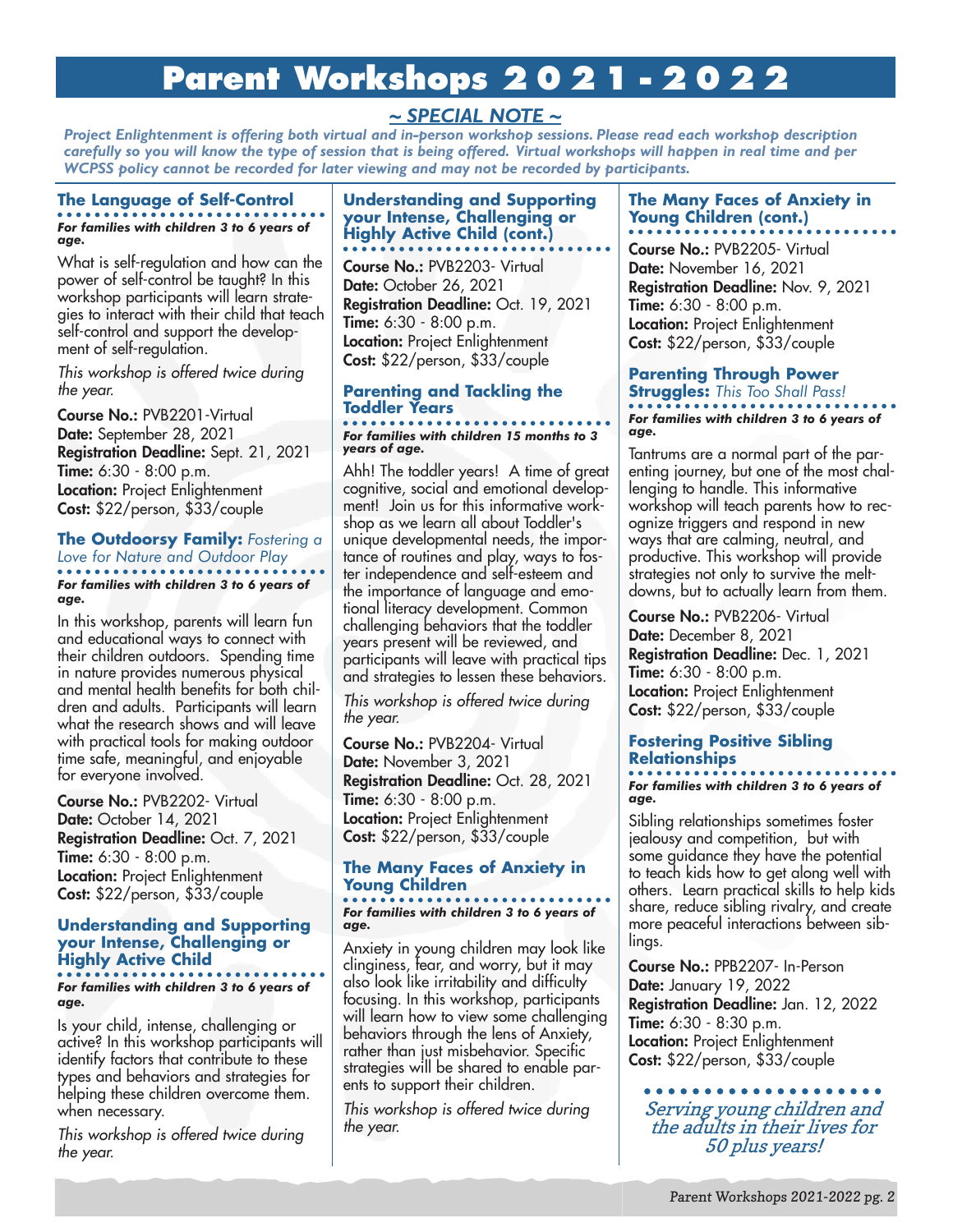# Parent Workshops 2021 - 2022

## ~ SPECIAL NOTE ~

*Project Enlightenment is offering both virtual and in-person workshop sessions. Please read each workshop description carefully so you will know the type of session that is being offered. Virtual workshops will happen in real time and per WCPSS policy cannot be recorded for later viewing and may not be recorded by participants.*

### The Language of Self-Control

***For families with children 3 to 6 years of age.***

What is self-regulation and how can the power of self-control be taught? In this workshop participants will learn strategies to interact with their child that teach self-control and support the development of self-regulation.

*This workshop is offered twice during the year.*

**Course No.:** PVB2201-Virtual
**Date:** September 28, 2021
**Registration Deadline:** Sept. 21, 2021
**Time:** 6:30 - 8:00 p.m.
**Location:** Project Enlightenment
**Cost:** $22/person, $33/couple

### The Outdoorsy Family: *Fostering a Love for Nature and Outdoor Play*

***For families with children 3 to 6 years of age.***

In this workshop, parents will learn fun and educational ways to connect with their children outdoors. Spending time in nature provides numerous physical and mental health benefits for both children and adults. Participants will learn what the research shows and will leave with practical tools for making outdoor time safe, meaningful, and enjoyable for everyone involved.

**Course No.:** PVB2202- Virtual
**Date:** October 14, 2021
**Registration Deadline:** Oct. 7, 2021
**Time:** 6:30 - 8:00 p.m.
**Location:** Project Enlightenment
**Cost:** $22/person, $33/couple

### Understanding and Supporting your Intense, Challenging or Highly Active Child

***For families with children 3 to 6 years of age.***

Is your child, intense, challenging or active? In this workshop participants will identify factors that contribute to these types and behaviors and strategies for helping these children overcome them. when necessary.

*This workshop is offered twice during the year.*

### Understanding and Supporting your Intense, Challenging or Highly Active Child (cont.)

**Course No.:** PVB2203- Virtual
**Date:** October 26, 2021
**Registration Deadline:** Oct. 19, 2021
**Time:** 6:30 - 8:00 p.m.
**Location:** Project Enlightenment
**Cost:** $22/person, $33/couple

### Parenting and Tackling the Toddler Years

***For families with children 15 months to 3 years of age.***

Ahh! The toddler years! A time of great cognitive, social and emotional development! Join us for this informative workshop as we learn all about Toddler's unique developmental needs, the importance of routines and play, ways to foster independence and self-esteem and the importance of language and emotional literacy development. Common challenging behaviors that the toddler years present will be reviewed, and participants will leave with practical tips and strategies to lessen these behaviors.

*This workshop is offered twice during the year.*

**Course No.:** PVB2204- Virtual
**Date:** November 3, 2021
**Registration Deadline:** Oct. 28, 2021
**Time:** 6:30 - 8:00 p.m.
**Location:** Project Enlightenment
**Cost:** $22/person, $33/couple

### The Many Faces of Anxiety in Young Children

***For families with children 3 to 6 years of age.***

Anxiety in young children may look like clinginess, fear, and worry, but it may also look like irritability and difficulty focusing. In this workshop, participants will learn how to view some challenging behaviors through the lens of Anxiety, rather than just misbehavior. Specific strategies will be shared to enable parents to support their children.

*This workshop is offered twice during the year.*

### The Many Faces of Anxiety in Young Children (cont.)

**Course No.:** PVB2205- Virtual
**Date:** November 16, 2021
**Registration Deadline:** Nov. 9, 2021
**Time:** 6:30 - 8:00 p.m.
**Location:** Project Enlightenment
**Cost:** $22/person, $33/couple

### Parenting Through Power Struggles: *This Too Shall Pass!*

***For families with children 3 to 6 years of age.***

Tantrums are a normal part of the parenting journey, but one of the most challenging to handle. This informative workshop will teach parents how to recognize triggers and respond in new ways that are calming, neutral, and productive. This workshop will provide strategies not only to survive the meltdowns, but to actually learn from them.

**Course No.:** PVB2206- Virtual
**Date:** December 8, 2021
**Registration Deadline:** Dec. 1, 2021
**Time:** 6:30 - 8:00 p.m.
**Location:** Project Enlightenment
**Cost:** $22/person, $33/couple

### Fostering Positive Sibling Relationships

***For families with children 3 to 6 years of age.***

Sibling relationships sometimes foster jealousy and competition, but with some guidance they have the potential to teach kids how to get along well with others. Learn practical skills to help kids share, reduce sibling rivalry, and create more peaceful interactions between siblings.

**Course No.:** PPB2207- In-Person
**Date:** January 19, 2022
**Registration Deadline:** Jan. 12, 2022
**Time:** 6:30 - 8:30 p.m.
**Location:** Project Enlightenment
**Cost:** $22/person, $33/couple

*Serving young children and the adults in their lives for 50 plus years!*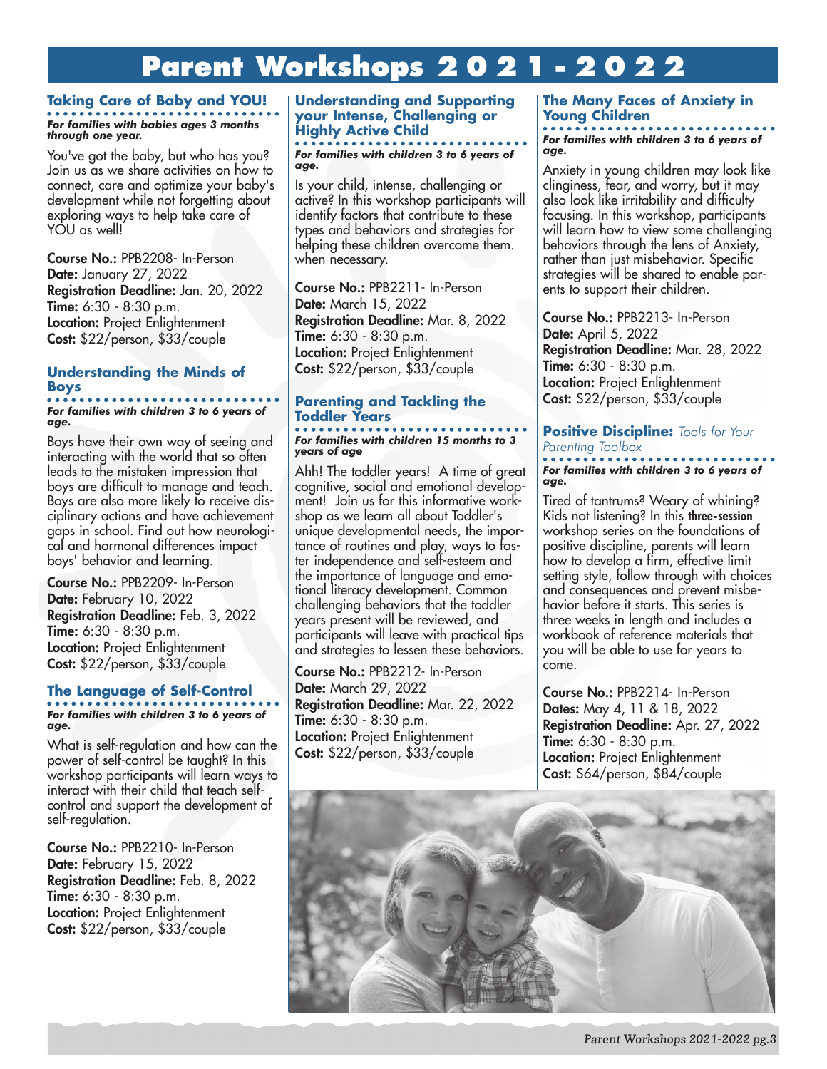# Parent Workshops 2021 - 2022

## Taking Care of Baby and YOU!

***For families with babies ages 3 months through one year.***

You've got the baby, but who has you? Join us as we share activities on how to connect, care and optimize your baby's development while not forgetting about exploring ways to help take care of YOU as well!

**Course No.:** PPB2208- In-Person
**Date:** January 27, 2022
**Registration Deadline:** Jan. 20, 2022
**Time:** 6:30 - 8:30 p.m.
**Location:** Project Enlightenment
**Cost:** $22/person, $33/couple

## Understanding the Minds of Boys

***For families with children 3 to 6 years of age.***

Boys have their own way of seeing and interacting with the world that so often leads to the mistaken impression that boys are difficult to manage and teach. Boys are also more likely to receive disciplinary actions and have achievement gaps in school. Find out how neurological and hormonal differences impact boys' behavior and learning.

**Course No.:** PPB2209- In-Person
**Date:** February 10, 2022
**Registration Deadline:** Feb. 3, 2022
**Time:** 6:30 - 8:30 p.m.
**Location:** Project Enlightenment
**Cost:** $22/person, $33/couple

## The Language of Self-Control

***For families with children 3 to 6 years of age.***

What is self-regulation and how can the power of self-control be taught? In this workshop participants will learn ways to interact with their child that teach self-control and support the development of self-regulation.

**Course No.:** PPB2210- In-Person
**Date:** February 15, 2022
**Registration Deadline:** Feb. 8, 2022
**Time:** 6:30 - 8:30 p.m.
**Location:** Project Enlightenment
**Cost:** $22/person, $33/couple

## Understanding and Supporting your Intense, Challenging or Highly Active Child

***For families with children 3 to 6 years of age.***

Is your child, intense, challenging or active? In this workshop participants will identify factors that contribute to these types and behaviors and strategies for helping these children overcome them. when necessary.

**Course No.:** PPB2211- In-Person
**Date:** March 15, 2022
**Registration Deadline:** Mar. 8, 2022
**Time:** 6:30 - 8:30 p.m.
**Location:** Project Enlightenment
**Cost:** $22/person, $33/couple

## Parenting and Tackling the Toddler Years

***For families with children 15 months to 3 years of age***

Ahh! The toddler years! A time of great cognitive, social and emotional development! Join us for this informative workshop as we learn all about Toddler's unique developmental needs, the importance of routines and play, ways to foster independence and self-esteem and the importance of language and emotional literacy development. Common challenging behaviors that the toddler years present will be reviewed, and participants will leave with practical tips and strategies to lessen these behaviors.

**Course No.:** PPB2212- In-Person
**Date:** March 29, 2022
**Registration Deadline:** Mar. 22, 2022
**Time:** 6:30 - 8:30 p.m.
**Location:** Project Enlightenment
**Cost:** $22/person, $33/couple

## The Many Faces of Anxiety in Young Children

***For families with children 3 to 6 years of age.***

Anxiety in young children may look like clinginess, fear, and worry, but it may also look like irritability and difficulty focusing. In this workshop, participants will learn how to view some challenging behaviors through the lens of Anxiety, rather than just misbehavior. Specific strategies will be shared to enable parents to support their children.

**Course No.:** PPB2213- In-Person
**Date:** April 5, 2022
**Registration Deadline:** Mar. 28, 2022
**Time:** 6:30 - 8:30 p.m.
**Location:** Project Enlightenment
**Cost:** $22/person, $33/couple

## Positive Discipline: *Tools for Your Parenting Toolbox*

***For families with children 3 to 6 years of age.***

Tired of tantrums? Weary of whining? Kids not listening? In this **three-session** workshop series on the foundations of positive discipline, parents will learn how to develop a firm, effective limit setting style, follow through with choices and consequences and prevent misbehavior before it starts. This series is three weeks in length and includes a workbook of reference materials that you will be able to use for years to come.

**Course No.:** PPB2214- In-Person
**Dates:** May 4, 11 & 18, 2022
**Registration Deadline:** Apr. 27, 2022
**Time:** 6:30 - 8:30 p.m.
**Location:** Project Enlightenment
**Cost:** $64/person, $84/couple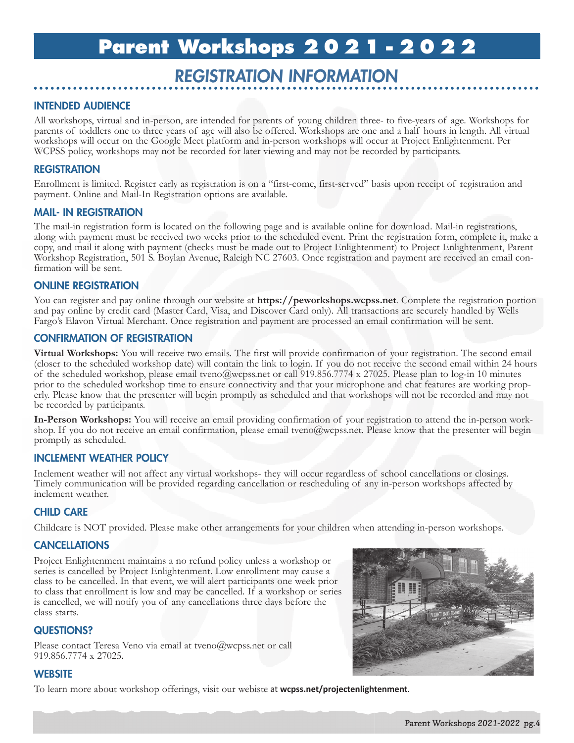# Parent Workshops 2021 - 2022

## REGISTRATION INFORMATION

### INTENDED AUDIENCE

All workshops, virtual and in-person, are intended for parents of young children three- to five-years of age. Workshops for parents of toddlers one to three years of age will also be offered. Workshops are one and a half hours in length. All virtual workshops will occur on the Google Meet platform and in-person workshops will occur at Project Enlightenment. Per WCPSS policy, workshops may not be recorded for later viewing and may not be recorded by participants.

### REGISTRATION

Enrollment is limited. Register early as registration is on a "first-come, first-served" basis upon receipt of registration and payment. Online and Mail-In Registration options are available.

### MAIL- IN REGISTRATION

The mail-in registration form is located on the following page and is available online for download. Mail-in registrations, along with payment must be received two weeks prior to the scheduled event. Print the registration form, complete it, make a copy, and mail it along with payment (checks must be made out to Project Enlightenment) to Project Enlightenment, Parent Workshop Registration, 501 S. Boylan Avenue, Raleigh NC 27603. Once registration and payment are received an email confirmation will be sent.

### ONLINE REGISTRATION

You can register and pay online through our website at **https://peworkshops.wcpss.net**. Complete the registration portion and pay online by credit card (Master Card, Visa, and Discover Card only). All transactions are securely handled by Wells Fargo's Elavon Virtual Merchant. Once registration and payment are processed an email confirmation will be sent.

### CONFIRMATION OF REGISTRATION

**Virtual Workshops:** You will receive two emails. The first will provide confirmation of your registration. The second email (closer to the scheduled workshop date) will contain the link to login. If you do not receive the second email within 24 hours of the scheduled workshop, please email tveno@wcpss.net or call 919.856.7774 x 27025. Please plan to log-in 10 minutes prior to the scheduled workshop time to ensure connectivity and that your microphone and chat features are working properly. Please know that the presenter will begin promptly as scheduled and that workshops will not be recorded and may not be recorded by participants.

**In-Person Workshops:** You will receive an email providing confirmation of your registration to attend the in-person workshop. If you do not receive an email confirmation, please email tveno@wcpss.net. Please know that the presenter will begin promptly as scheduled.

### INCLEMENT WEATHER POLICY

Inclement weather will not affect any virtual workshops- they will occur regardless of school cancellations or closings. Timely communication will be provided regarding cancellation or rescheduling of any in-person workshops affected by inclement weather.

### CHILD CARE

Childcare is NOT provided. Please make other arrangements for your children when attending in-person workshops.

### CANCELLATIONS

Project Enlightenment maintains a no refund policy unless a workshop or series is cancelled by Project Enlightenment. Low enrollment may cause a class to be cancelled. In that event, we will alert participants one week prior to class that enrollment is low and may be cancelled. If a workshop or series is cancelled, we will notify you of any cancellations three days before the class starts.

### QUESTIONS?

Please contact Teresa Veno via email at tveno@wcpss.net or call 919.856.7774 x 27025.

### WEBSITE

To learn more about workshop offerings, visit our webiste at **wcpss.net/projectenlightenment**.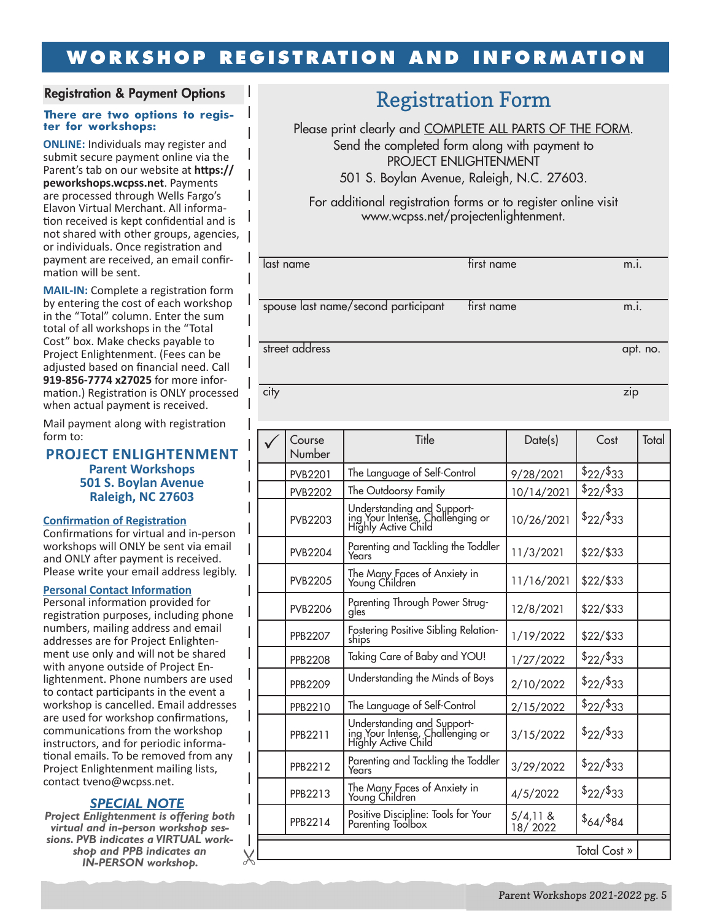# WORKSHOP REGISTRATION AND INFORMATION

## Registration & Payment Options

**There are two options to register for workshops:**

**ONLINE:** Individuals may register and submit secure payment online via the Parent's tab on our website at **https://peworkshops.wcpss.net**. Payments are processed through Wells Fargo's Elavon Virtual Merchant. All information received is kept confidential and is not shared with other groups, agencies, or individuals. Once registration and payment are received, an email confirmation will be sent.

**MAIL-IN:** Complete a registration form by entering the cost of each workshop in the "Total" column. Enter the sum total of all workshops in the "Total Cost" box. Make checks payable to Project Enlightenment. (Fees can be adjusted based on financial need. Call **919-856-7774 x27025** for more information.) Registration is ONLY processed when actual payment is received.

Mail payment along with registration form to:

**PROJECT ENLIGHTENMENT**
**Parent Workshops**
**501 S. Boylan Avenue**
**Raleigh, NC 27603**

**Confirmation of Registration**
Confirmations for virtual and in-person workshops will ONLY be sent via email and ONLY after payment is received. Please write your email address legibly.

**Personal Contact Information**
Personal information provided for registration purposes, including phone numbers, mailing address and email addresses are for Project Enlightenment use only and will not be shared with anyone outside of Project Enlightenment. Phone numbers are used to contact participants in the event a workshop is cancelled. Email addresses are used for workshop confirmations, communications from the workshop instructors, and for periodic informational emails. To be removed from any Project Enlightenment mailing lists, contact tveno@wcpss.net.

***SPECIAL NOTE***

***Project Enlightenment is offering both virtual and in-person workshop sessions. PVB indicates a VIRTUAL workshop and PPB indicates an IN-PERSON workshop.***

## Registration Form

Please print clearly and COMPLETE ALL PARTS OF THE FORM.
Send the completed form along with payment to
PROJECT ENLIGHTENMENT
501 S. Boylan Avenue, Raleigh, N.C. 27603.

For additional registration forms or to register online visit www.wcpss.net/projectenlightenment.

last name ______________________ first name ______________________ m.i. ____

spouse last name/second participant ______________________ first name ______________________ m.i. ____

street address ______________________ apt. no. ____

city ______________________ zip ____

| ✓ | Course Number | Title | Date(s) | Cost | Total |
|---|---|---|---|---|---|
| | PVB2201 | The Language of Self-Control | 9/28/2021 | $22/$33 | |
| | PVB2202 | The Outdoorsy Family | 10/14/2021 | $22/$33 | |
| | PVB2203 | Understanding and Supporting Your Intense, Challenging or Highly Active Child | 10/26/2021 | $22/$33 | |
| | PVB2204 | Parenting and Tackling the Toddler Years | 11/3/2021 | $22/$33 | |
| | PVB2205 | The Many Faces of Anxiety in Young Children | 11/16/2021 | $22/$33 | |
| | PVB2206 | Parenting Through Power Struggles | 12/8/2021 | $22/$33 | |
| | PPB2207 | Fostering Positive Sibling Relationships | 1/19/2022 | $22/$33 | |
| | PPB2208 | Taking Care of Baby and YOU! | 1/27/2022 | $22/$33 | |
| | PPB2209 | Understanding the Minds of Boys | 2/10/2022 | $22/$33 | |
| | PPB2210 | The Language of Self-Control | 2/15/2022 | $22/$33 | |
| | PPB2211 | Understanding and Supporting Your Intense, Challenging or Highly Active Child | 3/15/2022 | $22/$33 | |
| | PPB2212 | Parenting and Tackling the Toddler Years | 3/29/2022 | $22/$33 | |
| | PPB2213 | The Many Faces of Anxiety in Young Children | 4/5/2022 | $22/$33 | |
| | PPB2214 | Positive Discipline: Tools for Your Parenting Toolbox | 5/4,11 & 18/ 2022 | $64/$84 | |
| | | | | Total Cost » | |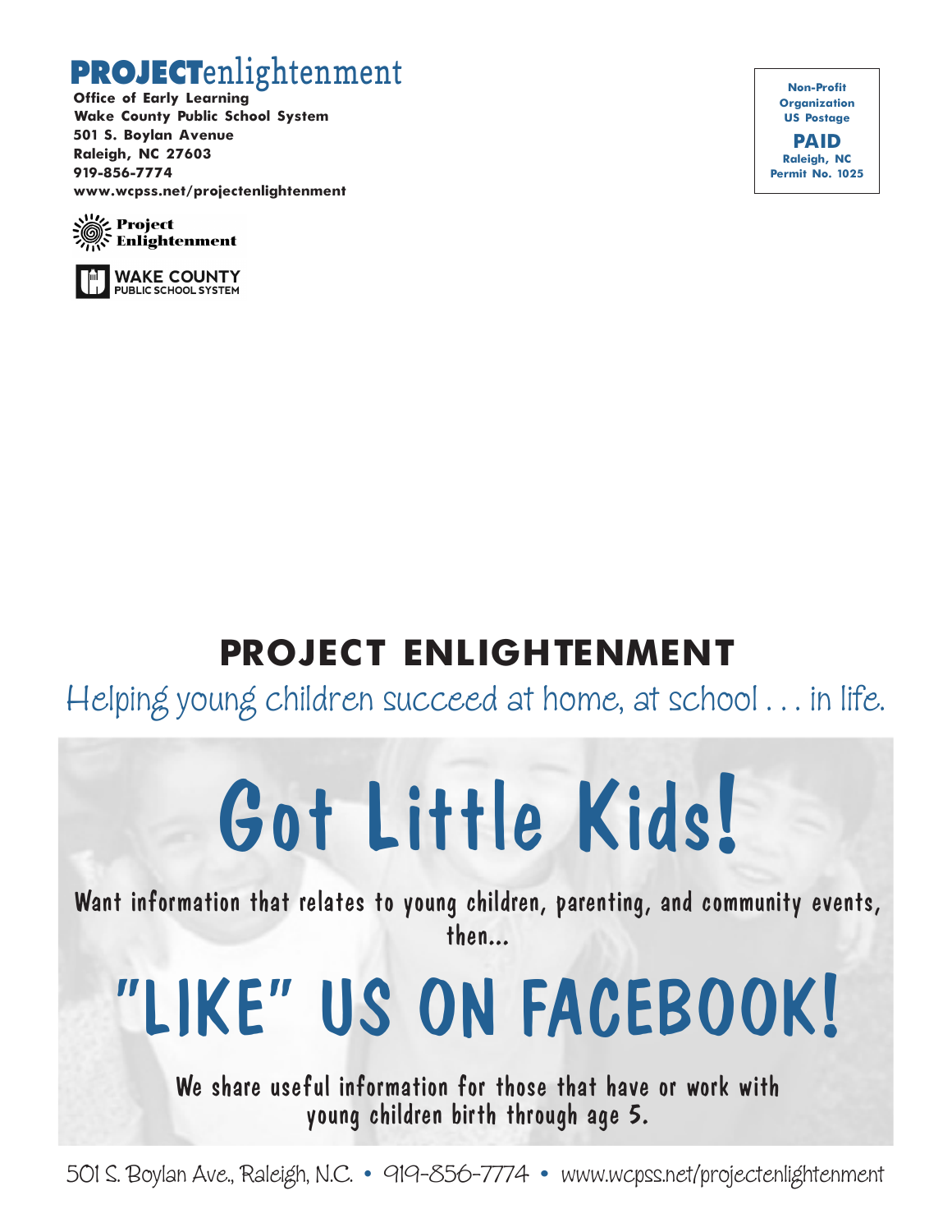**PROJECT**enlightenment

**Office of Early Learning**
**Wake County Public School System**
**501 S. Boylan Avenue**
**Raleigh, NC 27603**
**919-856-7774**
**www.wcpss.net/projectenlightenment**

Project Enlightenment

WAKE COUNTY
PUBLIC SCHOOL SYSTEM

Non-Profit
Organization
US Postage
**PAID**
Raleigh, NC
Permit No. 1025

# PROJECT ENLIGHTENMENT

Helping young children succeed at home, at school . . . in life.

# Got Little Kids!

Want information that relates to young children, parenting, and community events, then...

# "LIKE" US ON FACEBOOK!

We share useful information for those that have or work with young children birth through age 5.

501 S. Boylan Ave., Raleigh, N.C. • 919-856-7774 • www.wcpss.net/projectenlightenment